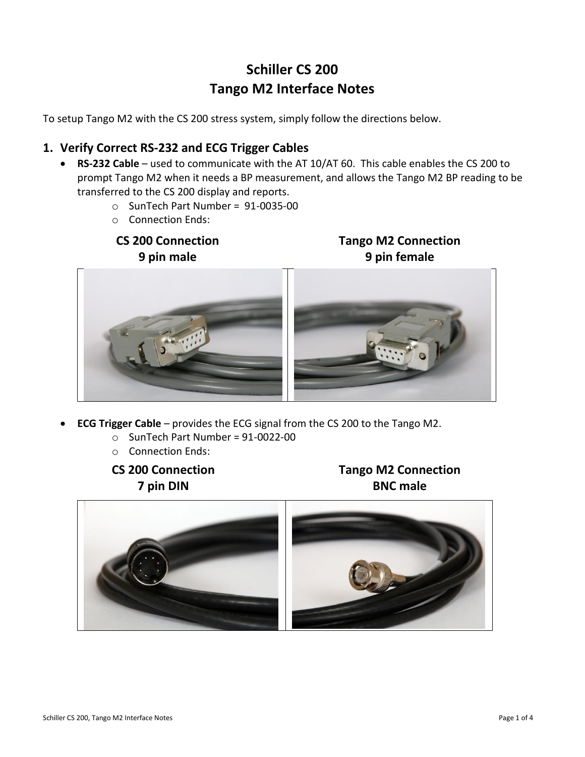# Schiller CS 200
# Tango M2 Interface Notes

To setup Tango M2 with the CS 200 stress system, simply follow the directions below.

## 1. Verify Correct RS-232 and ECG Trigger Cables

- **RS-232 Cable** – used to communicate with the AT 10/AT 60. This cable enables the CS 200 to prompt Tango M2 when it needs a BP measurement, and allows the Tango M2 BP reading to be transferred to the CS 200 display and reports.
  - SunTech Part Number = 91-0035-00
  - Connection Ends:

| **CS 200 Connection**<br>**9 pin male** | **Tango M2 Connection**<br>**9 pin female** |
|---|---|

- **ECG Trigger Cable** – provides the ECG signal from the CS 200 to the Tango M2.
  - SunTech Part Number = 91-0022-00
  - Connection Ends:

| **CS 200 Connection**<br>**7 pin DIN** | **Tango M2 Connection**<br>**BNC male** |
|---|---|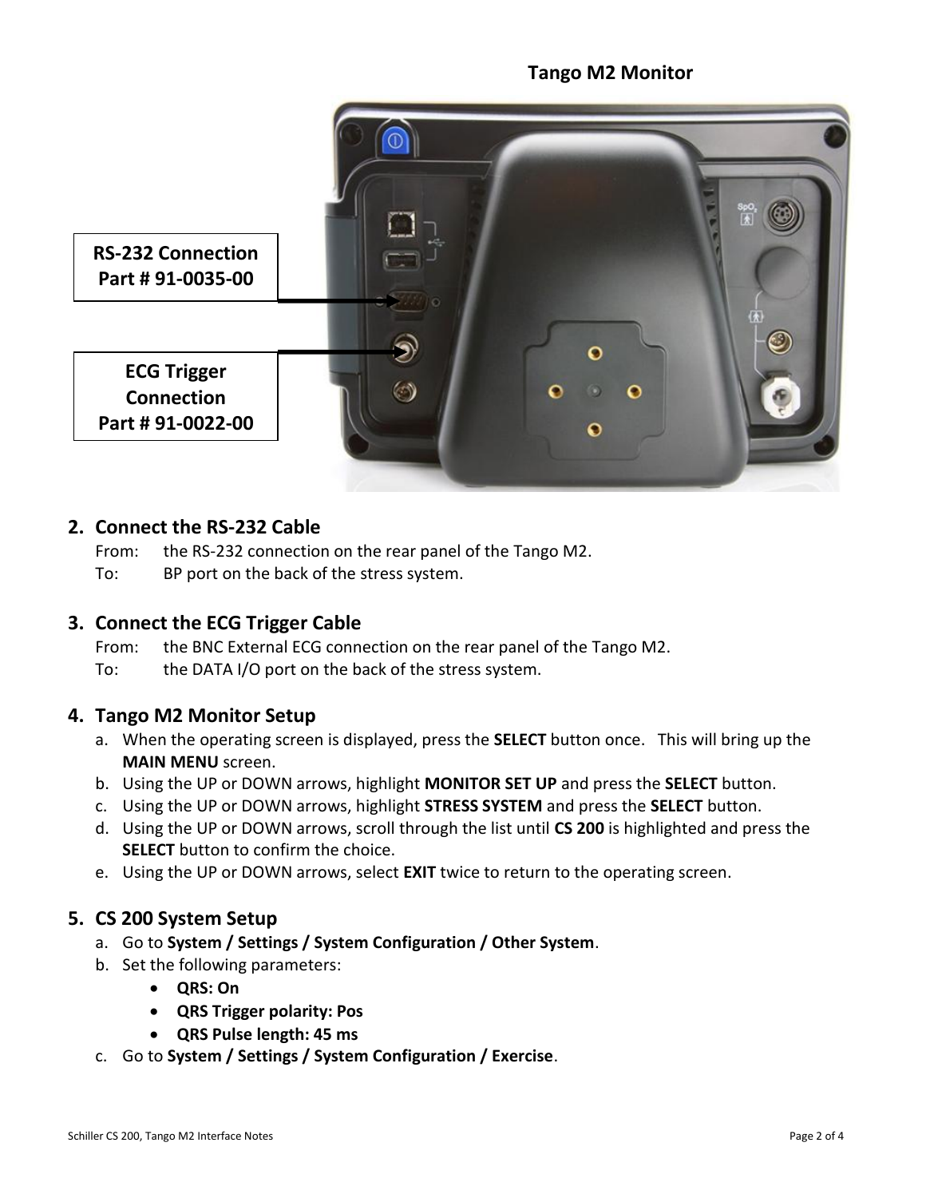**Tango M2 Monitor**

RS-232 Connection
Part # 91-0035-00

ECG Trigger
Connection
Part # 91-0022-00

2. **Connect the RS-232 Cable**
   From: the RS-232 connection on the rear panel of the Tango M2.
   To: BP port on the back of the stress system.

3. **Connect the ECG Trigger Cable**
   From: the BNC External ECG connection on the rear panel of the Tango M2.
   To: the DATA I/O port on the back of the stress system.

4. **Tango M2 Monitor Setup**
   a. When the operating screen is displayed, press the **SELECT** button once. This will bring up the **MAIN MENU** screen.
   b. Using the UP or DOWN arrows, highlight **MONITOR SET UP** and press the **SELECT** button.
   c. Using the UP or DOWN arrows, highlight **STRESS SYSTEM** and press the **SELECT** button.
   d. Using the UP or DOWN arrows, scroll through the list until **CS 200** is highlighted and press the **SELECT** button to confirm the choice.
   e. Using the UP or DOWN arrows, select **EXIT** twice to return to the operating screen.

5. **CS 200 System Setup**
   a. Go to **System / Settings / System Configuration / Other System**.
   b. Set the following parameters:
      - **QRS: On**
      - **QRS Trigger polarity: Pos**
      - **QRS Pulse length: 45 ms**
   c. Go to **System / Settings / System Configuration / Exercise**.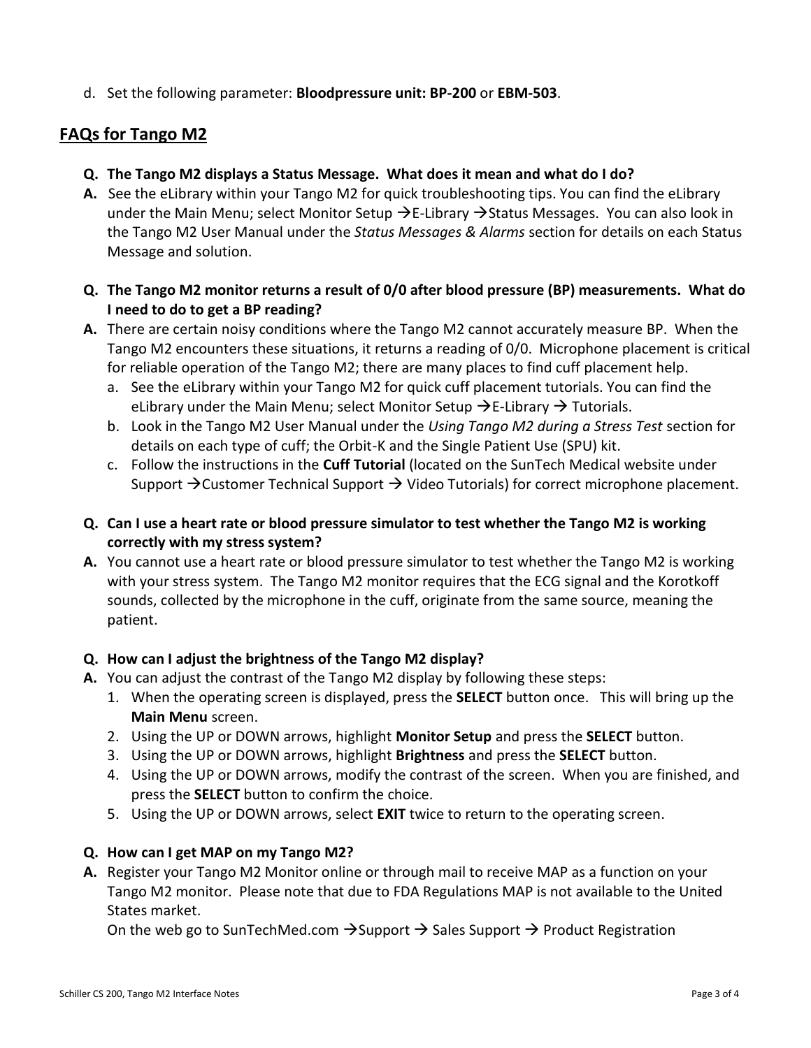d. Set the following parameter: **Bloodpressure unit: BP-200** or **EBM-503**.

## FAQs for Tango M2

**Q. The Tango M2 displays a Status Message. What does it mean and what do I do?**

**A.** See the eLibrary within your Tango M2 for quick troubleshooting tips. You can find the eLibrary under the Main Menu; select Monitor Setup →E-Library →Status Messages. You can also look in the Tango M2 User Manual under the *Status Messages & Alarms* section for details on each Status Message and solution.

**Q. The Tango M2 monitor returns a result of 0/0 after blood pressure (BP) measurements. What do I need to do to get a BP reading?**

**A.** There are certain noisy conditions where the Tango M2 cannot accurately measure BP. When the Tango M2 encounters these situations, it returns a reading of 0/0. Microphone placement is critical for reliable operation of the Tango M2; there are many places to find cuff placement help.

a. See the eLibrary within your Tango M2 for quick cuff placement tutorials. You can find the eLibrary under the Main Menu; select Monitor Setup →E-Library → Tutorials.
b. Look in the Tango M2 User Manual under the *Using Tango M2 during a Stress Test* section for details on each type of cuff; the Orbit-K and the Single Patient Use (SPU) kit.
c. Follow the instructions in the **Cuff Tutorial** (located on the SunTech Medical website under Support →Customer Technical Support → Video Tutorials) for correct microphone placement.

**Q. Can I use a heart rate or blood pressure simulator to test whether the Tango M2 is working correctly with my stress system?**

**A.** You cannot use a heart rate or blood pressure simulator to test whether the Tango M2 is working with your stress system. The Tango M2 monitor requires that the ECG signal and the Korotkoff sounds, collected by the microphone in the cuff, originate from the same source, meaning the patient.

**Q. How can I adjust the brightness of the Tango M2 display?**

**A.** You can adjust the contrast of the Tango M2 display by following these steps:

1. When the operating screen is displayed, press the **SELECT** button once. This will bring up the **Main Menu** screen.
2. Using the UP or DOWN arrows, highlight **Monitor Setup** and press the **SELECT** button.
3. Using the UP or DOWN arrows, highlight **Brightness** and press the **SELECT** button.
4. Using the UP or DOWN arrows, modify the contrast of the screen. When you are finished, and press the **SELECT** button to confirm the choice.
5. Using the UP or DOWN arrows, select **EXIT** twice to return to the operating screen.

**Q. How can I get MAP on my Tango M2?**

**A.** Register your Tango M2 Monitor online or through mail to receive MAP as a function on your Tango M2 monitor. Please note that due to FDA Regulations MAP is not available to the United States market.
On the web go to SunTechMed.com →Support → Sales Support → Product Registration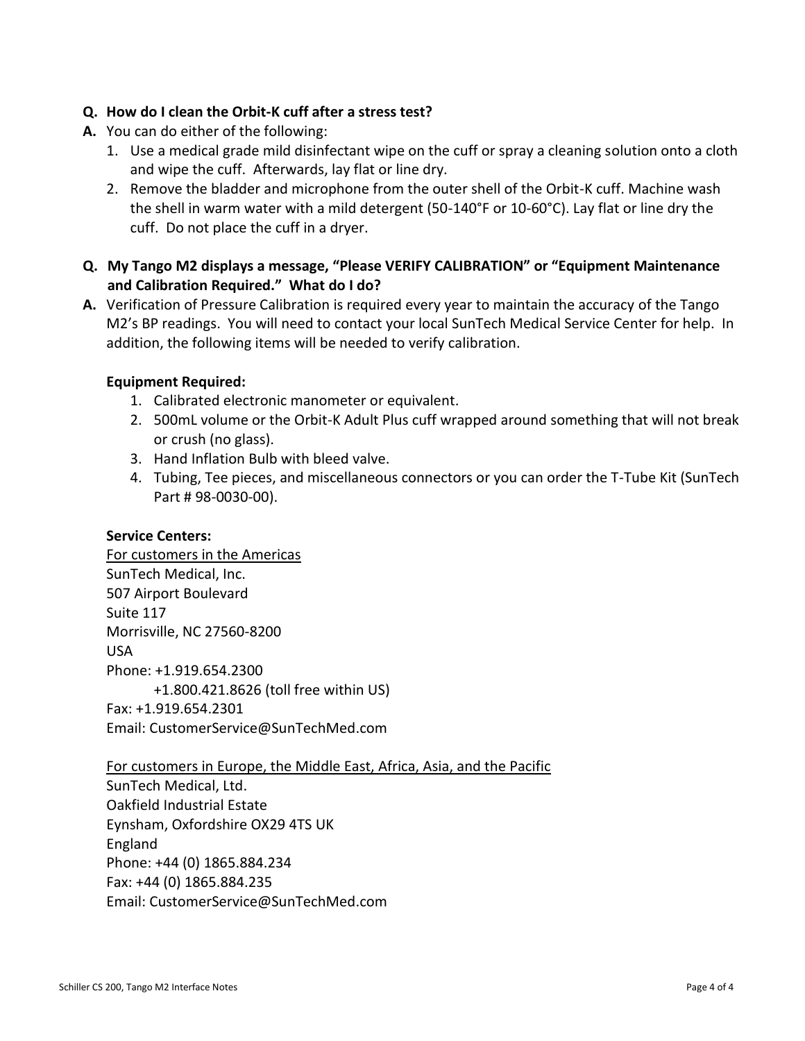**Q. How do I clean the Orbit-K cuff after a stress test?**

**A.** You can do either of the following:

1. Use a medical grade mild disinfectant wipe on the cuff or spray a cleaning solution onto a cloth and wipe the cuff. Afterwards, lay flat or line dry.
2. Remove the bladder and microphone from the outer shell of the Orbit-K cuff. Machine wash the shell in warm water with a mild detergent (50-140°F or 10-60°C). Lay flat or line dry the cuff. Do not place the cuff in a dryer.

**Q. My Tango M2 displays a message, "Please VERIFY CALIBRATION" or "Equipment Maintenance and Calibration Required." What do I do?**

**A.** Verification of Pressure Calibration is required every year to maintain the accuracy of the Tango M2's BP readings. You will need to contact your local SunTech Medical Service Center for help. In addition, the following items will be needed to verify calibration.

**Equipment Required:**

1. Calibrated electronic manometer or equivalent.
2. 500mL volume or the Orbit-K Adult Plus cuff wrapped around something that will not break or crush (no glass).
3. Hand Inflation Bulb with bleed valve.
4. Tubing, Tee pieces, and miscellaneous connectors or you can order the T-Tube Kit (SunTech Part # 98-0030-00).

**Service Centers:**

For customers in the Americas
SunTech Medical, Inc.
507 Airport Boulevard
Suite 117
Morrisville, NC 27560-8200
USA
Phone: +1.919.654.2300
+1.800.421.8626 (toll free within US)
Fax: +1.919.654.2301
Email: CustomerService@SunTechMed.com

For customers in Europe, the Middle East, Africa, Asia, and the Pacific
SunTech Medical, Ltd.
Oakfield Industrial Estate
Eynsham, Oxfordshire OX29 4TS UK
England
Phone: +44 (0) 1865.884.234
Fax: +44 (0) 1865.884.235
Email: CustomerService@SunTechMed.com